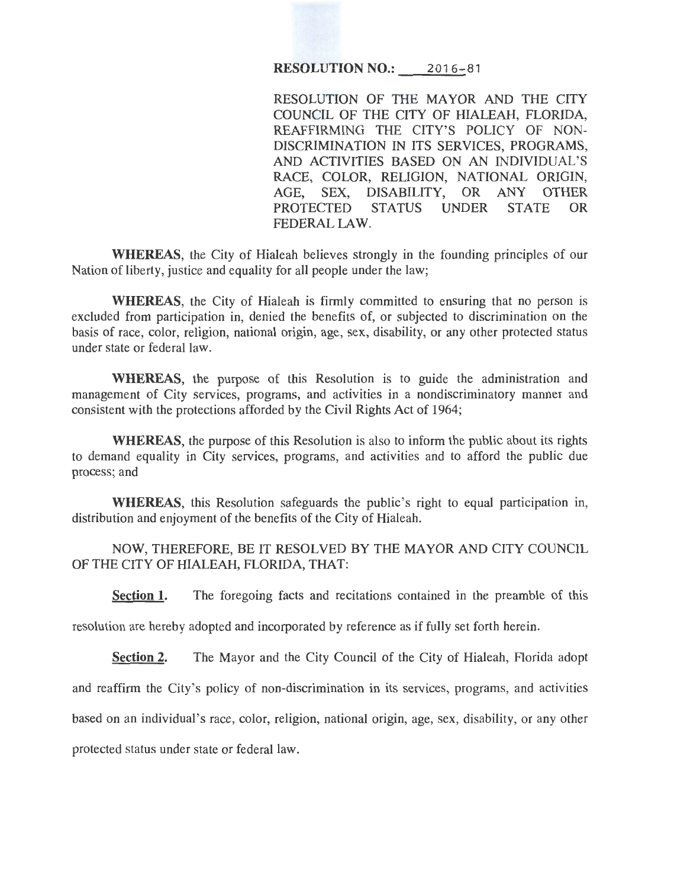**RESOLUTION NO.: 2016-81**

RESOLUTION OF THE MAYOR AND THE CITY COUNCIL OF THE CITY OF HIALEAH, FLORIDA, REAFFIRMING THE CITY'S POLICY OF NON-DISCRIMINATION IN ITS SERVICES, PROGRAMS, AND ACTIVITIES BASED ON AN INDIVIDUAL'S RACE, COLOR, RELIGION, NATIONAL ORIGIN, AGE, SEX, DISABILITY, OR ANY OTHER PROTECTED STATUS UNDER STATE OR FEDERAL LAW.

**WHEREAS**, the City of Hialeah believes strongly in the founding principles of our Nation of liberty, justice and equality for all people under the law;

**WHEREAS**, the City of Hialeah is firmly committed to ensuring that no person is excluded from participation in, denied the benefits of, or subjected to discrimination on the basis of race, color, religion, national origin, age, sex, disability, or any other protected status under state or federal law.

**WHEREAS**, the purpose of this Resolution is to guide the administration and management of City services, programs, and activities in a nondiscriminatory manner and consistent with the protections afforded by the Civil Rights Act of 1964;

**WHEREAS**, the purpose of this Resolution is also to inform the public about its rights to demand equality in City services, programs, and activities and to afford the public due process; and

**WHEREAS**, this Resolution safeguards the public's right to equal participation in, distribution and enjoyment of the benefits of the City of Hialeah.

NOW, THEREFORE, BE IT RESOLVED BY THE MAYOR AND CITY COUNCIL OF THE CITY OF HIALEAH, FLORIDA, THAT:

**Section 1.** The foregoing facts and recitations contained in the preamble of this resolution are hereby adopted and incorporated by reference as if fully set forth herein.

**Section 2.** The Mayor and the City Council of the City of Hialeah, Florida adopt and reaffirm the City's policy of non-discrimination in its services, programs, and activities based on an individual's race, color, religion, national origin, age, sex, disability, or any other protected status under state or federal law.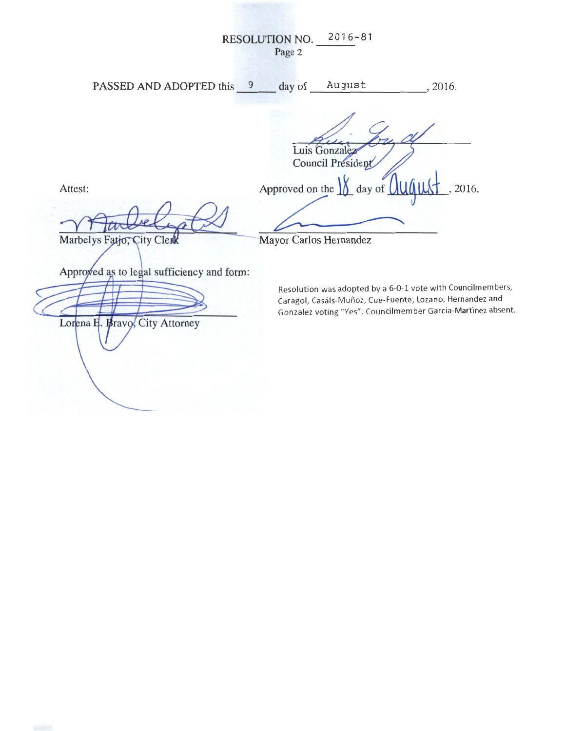RESOLUTION NO. 2016-81
Page 2

PASSED AND ADOPTED this 9 day of August, 2016.

Luis Gonzalez
Council President

Attest:

Approved on the 18 day of August, 2016.

Marbelys Fatjo, City Clerk

Mayor Carlos Hernandez

Approved as to legal sufficiency and form:

Lorena E. Bravo, City Attorney

Resolution was adopted by a 6-0-1 vote with Councilmembers, Caragol, Casáls-Muñoz, Cue-Fuente, Lozano, Hernandez and Gonzalez voting "Yes". Councilmember Garcia-Martinez absent.